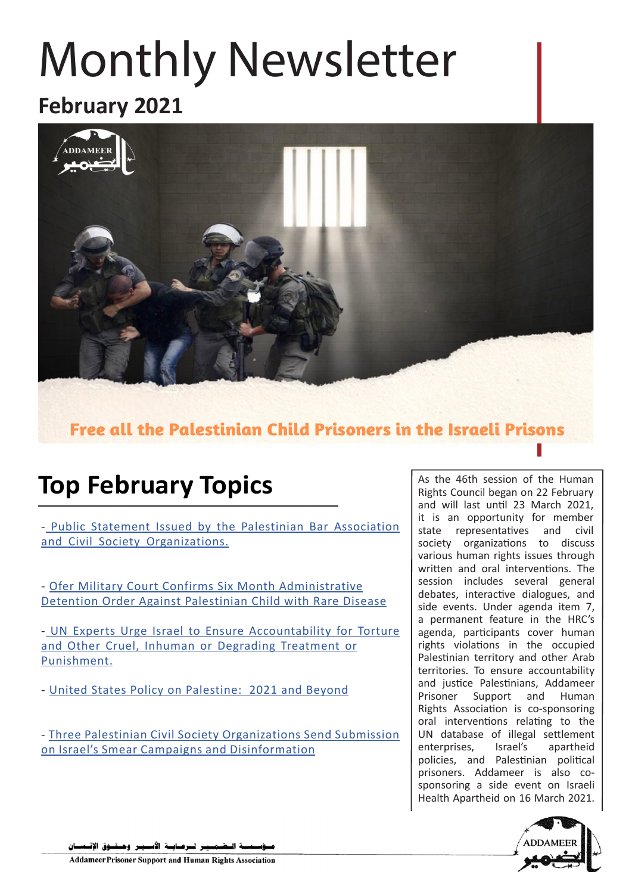# Monthly Newsletter

## February 2021

Free all the Palestinian Child Prisoners in the Israeli Prisons

## Top February Topics

- Public Statement Issued by the Palestinian Bar Association and Civil Society Organizations.

- Ofer Military Court Confirms Six Month Administrative Detention Order Against Palestinian Child with Rare Disease

- UN Experts Urge Israel to Ensure Accountability for Torture and Other Cruel, Inhuman or Degrading Treatment or Punishment.

- United States Policy on Palestine: 2021 and Beyond

- Three Palestinian Civil Society Organizations Send Submission on Israel's Smear Campaigns and Disinformation

As the 46th session of the Human Rights Council began on 22 February and will last until 23 March 2021, it is an opportunity for member state representatives and civil society organizations to discuss various human rights issues through written and oral interventions. The session includes several general debates, interactive dialogues, and side events. Under agenda item 7, a permanent feature in the HRC's agenda, participants cover human rights violations in the occupied Palestinian territory and other Arab territories. To ensure accountability and justice Palestinians, Addameer Prisoner Support and Human Rights Association is co-sponsoring oral interventions relating to the UN database of illegal settlement enterprises, Israel's apartheid policies, and Palestinian political prisoners. Addameer is also co-sponsoring a side event on Israeli Health Apartheid on 16 March 2021.

مؤسسة الضمير لرعاية الأسير وحقوق الإنسان

Addameer Prisoner Support and Human Rights Association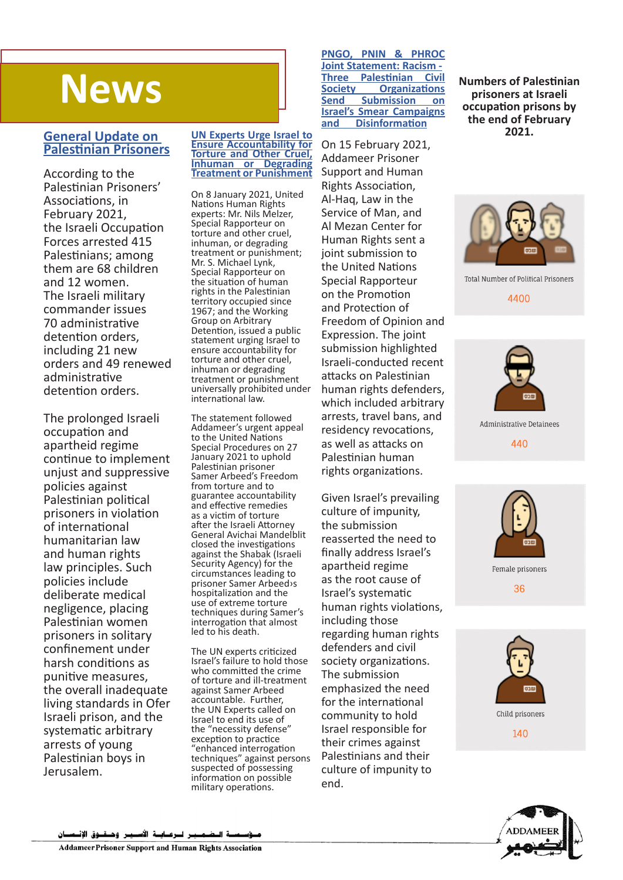# News

## General Update on Palestinian Prisoners

According to the Palestinian Prisoners' Associations, in February 2021, the Israeli Occupation Forces arrested 415 Palestinians; among them are 68 children and 12 women. The Israeli military commander issues 70 administrative detention orders, including 21 new orders and 49 renewed administrative detention orders.

The prolonged Israeli occupation and apartheid regime continue to implement unjust and suppressive policies against Palestinian political prisoners in violation of international humanitarian law and human rights law principles. Such policies include deliberate medical negligence, placing Palestinian women prisoners in solitary confinement under harsh conditions as punitive measures, the overall inadequate living standards in Ofer Israeli prison, and the systematic arbitrary arrests of young Palestinian boys in Jerusalem.

## UN Experts Urge Israel to Ensure Accountability for Torture and Other Cruel, Inhuman or Degrading Treatment or Punishment

On 8 January 2021, United Nations Human Rights experts: Mr. Nils Melzer, Special Rapporteur on torture and other cruel, inhuman, or degrading treatment or punishment; Mr. S. Michael Lynk, Special Rapporteur on the situation of human rights in the Palestinian territory occupied since 1967; and the Working Group on Arbitrary Detention, issued a public statement urging Israel to ensure accountability for torture and other cruel, inhuman or degrading treatment or punishment universally prohibited under international law.

The statement followed Addameer's urgent appeal to the United Nations Special Procedures on 27 January 2021 to uphold Palestinian prisoner Samer Arbeed's Freedom from torture and to guarantee accountability and effective remedies as a victim of torture after the Israeli Attorney General Avichai Mandelblit closed the investigations against the Shabak (Israeli Security Agency) for the circumstances leading to prisoner Samer Arbeed›s hospitalization and the use of extreme torture techniques during Samer's interrogation that almost led to his death.

The UN experts criticized Israel's failure to hold those who committed the crime of torture and ill-treatment against Samer Arbeed accountable. Further, the UN Experts called on Israel to end its use of the "necessity defense" exception to practice "enhanced interrogation techniques" against persons suspected of possessing information on possible military operations.

## PNGO, PNIN & PHROC Joint Statement: Racism - Three Palestinian Civil Society Organizations Send Submission on Israel's Smear Campaigns and Disinformation

On 15 February 2021, Addameer Prisoner Support and Human Rights Association, Al-Haq, Law in the Service of Man, and Al Mezan Center for Human Rights sent a joint submission to the United Nations Special Rapporteur on the Promotion and Protection of Freedom of Opinion and Expression. The joint submission highlighted Israeli-conducted recent attacks on Palestinian human rights defenders, which included arbitrary arrests, travel bans, and residency revocations, as well as attacks on Palestinian human rights organizations.

Given Israel's prevailing culture of impunity, the submission reasserted the need to finally address Israel's apartheid regime as the root cause of Israel's systematic human rights violations, including those regarding human rights defenders and civil society organizations. The submission emphasized the need for the international community to hold Israel responsible for their crimes against Palestinians and their culture of impunity to end.

## Numbers of Palestinian prisoners at Israeli occupation prisons by the end of February 2021.

Total Number of Political Prisoners
4400

Administrative Detainees
440

Female prisoners
36

Child prisoners
140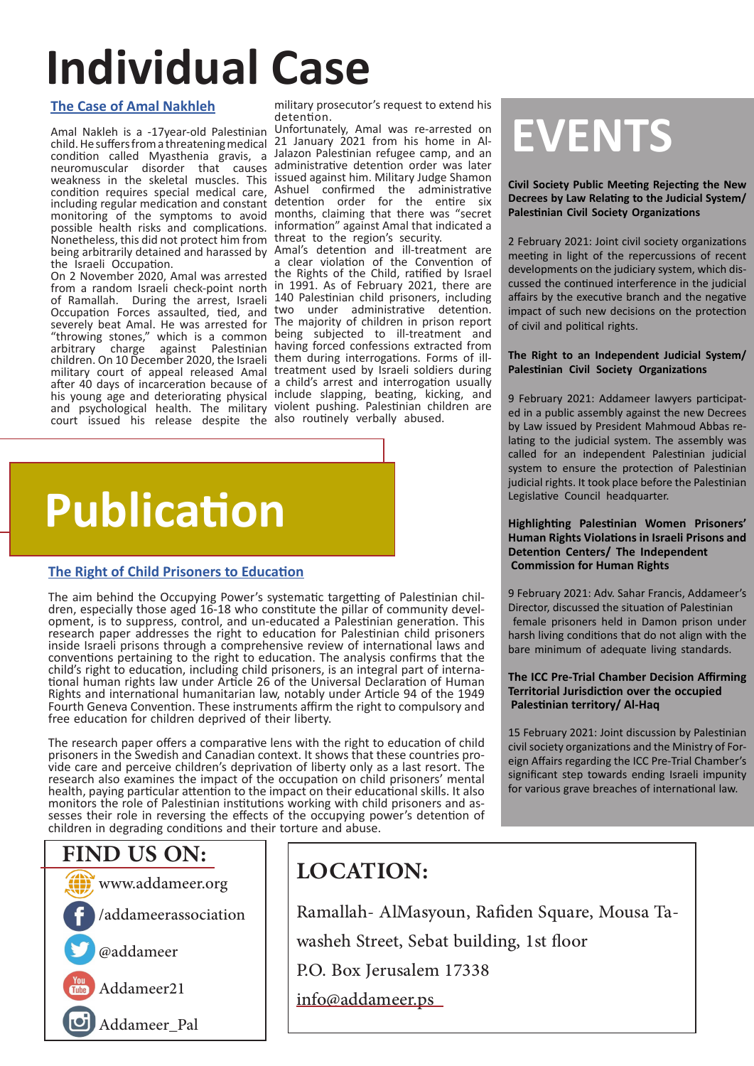# Individual Case

## The Case of Amal Nakhleh

Amal Nakleh is a -17year-old Palestinian child. He suffers from a threatening medical condition called Myasthenia gravis, a neuromuscular disorder that causes weakness in the skeletal muscles. This condition requires special medical care, including regular medication and constant monitoring of the symptoms to avoid possible health risks and complications. Nonetheless, this did not protect him from being arbitrarily detained and harassed by the Israeli Occupation.

On 2 November 2020, Amal was arrested from a random Israeli check-point north of Ramallah. During the arrest, Israeli Occupation Forces assaulted, tied, and severely beat Amal. He was arrested for "throwing stones," which is a common arbitrary charge against Palestinian children. On 10 December 2020, the Israeli military court of appeal released Amal after 40 days of incarceration because of his young age and deteriorating physical and psychological health. The military court issued his release despite the military prosecutor's request to extend his detention.

Unfortunately, Amal was re-arrested on 21 January 2021 from his home in Al-Jalazon Palestinian refugee camp, and an administrative detention order was later issued against him. Military Judge Shamon Ashuel confirmed the administrative detention order for the entire six months, claiming that there was "secret information" against Amal that indicated a threat to the region's security.

Amal's detention and ill-treatment are a clear violation of the Convention of the Rights of the Child, ratified by Israel in 1991. As of February 2021, there are 140 Palestinian child prisoners, including two under administrative detention. The majority of children in prison report being subjected to ill-treatment and having forced confessions extracted from them during interrogations. Forms of ill-treatment used by Israeli soldiers during a child's arrest and interrogation usually include slapping, beating, kicking, and violent pushing. Palestinian children are also routinely verbally abused.

# Publication

## The Right of Child Prisoners to Education

The aim behind the Occupying Power's systematic targetting of Palestinian children, especially those aged 16-18 who constitute the pillar of community development, is to suppress, control, and un-educated a Palestinian generation. This research paper addresses the right to education for Palestinian child prisoners inside Israeli prisons through a comprehensive review of international laws and conventions pertaining to the right to education. The analysis confirms that the child's right to education, including child prisoners, is an integral part of international human rights law under Article 26 of the Universal Declaration of Human Rights and international humanitarian law, notably under Article 94 of the 1949 Fourth Geneva Convention. These instruments affirm the right to compulsory and free education for children deprived of their liberty.

The research paper offers a comparative lens with the right to education of child prisoners in the Swedish and Canadian context. It shows that these countries provide care and perceive children's deprivation of liberty only as a last resort. The research also examines the impact of the occupation on child prisoners' mental health, paying particular attention to the impact on their educational skills. It also monitors the role of Palestinian institutions working with child prisoners and assesses their role in reversing the effects of the occupying power's detention of children in degrading conditions and their torture and abuse.

# EVENTS

**Civil Society Public Meeting Rejecting the New Decrees by Law Relating to the Judicial System/ Palestinian Civil Society Organizations**

2 February 2021: Joint civil society organizations meeting in light of the repercussions of recent developments on the judiciary system, which discussed the continued interference in the judicial affairs by the executive branch and the negative impact of such new decisions on the protection of civil and political rights.

**The Right to an Independent Judicial System/ Palestinian Civil Society Organizations**

9 February 2021: Addameer lawyers participated in a public assembly against the new Decrees by Law issued by President Mahmoud Abbas relating to the judicial system. The assembly was called for an independent Palestinian judicial system to ensure the protection of Palestinian judicial rights. It took place before the Palestinian Legislative Council headquarter.

**Highlighting Palestinian Women Prisoners' Human Rights Violations in Israeli Prisons and Detention Centers/ The Independent Commission for Human Rights**

9 February 2021: Adv. Sahar Francis, Addameer's Director, discussed the situation of Palestinian female prisoners held in Damon prison under harsh living conditions that do not align with the bare minimum of adequate living standards.

**The ICC Pre-Trial Chamber Decision Affirming Territorial Jurisdiction over the occupied Palestinian territory/ Al-Haq**

15 February 2021: Joint discussion by Palestinian civil society organizations and the Ministry of Foreign Affairs regarding the ICC Pre-Trial Chamber's significant step towards ending Israeli impunity for various grave breaches of international law.

## FIND US ON:

www.addameer.org

/addameerassociation

@addameer

Addameer21

Addameer_Pal

## LOCATION:

Ramallah- AlMasyoun, Rafiden Square, Mousa Tawasheh Street, Sebat building, 1st floor

P.O. Box Jerusalem 17338

info@addameer.ps